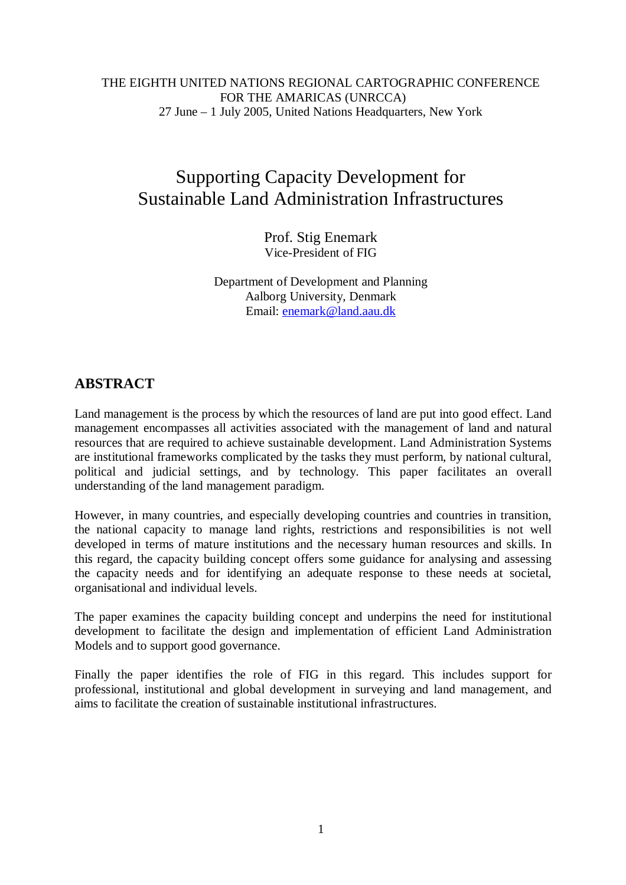THE EIGHTH UNITED NATIONS REGIONAL CARTOGRAPHIC CONFERENCE FOR THE AMARICAS (UNRCCA)
27 June – 1 July 2005, United Nations Headquarters, New York

# Supporting Capacity Development for Sustainable Land Administration Infrastructures

Prof. Stig Enemark
Vice-President of FIG

Department of Development and Planning
Aalborg University, Denmark
Email: enemark@land.aau.dk

## ABSTRACT

Land management is the process by which the resources of land are put into good effect. Land management encompasses all activities associated with the management of land and natural resources that are required to achieve sustainable development. Land Administration Systems are institutional frameworks complicated by the tasks they must perform, by national cultural, political and judicial settings, and by technology. This paper facilitates an overall understanding of the land management paradigm.

However, in many countries, and especially developing countries and countries in transition, the national capacity to manage land rights, restrictions and responsibilities is not well developed in terms of mature institutions and the necessary human resources and skills. In this regard, the capacity building concept offers some guidance for analysing and assessing the capacity needs and for identifying an adequate response to these needs at societal, organisational and individual levels.

The paper examines the capacity building concept and underpins the need for institutional development to facilitate the design and implementation of efficient Land Administration Models and to support good governance.

Finally the paper identifies the role of FIG in this regard. This includes support for professional, institutional and global development in surveying and land management, and aims to facilitate the creation of sustainable institutional infrastructures.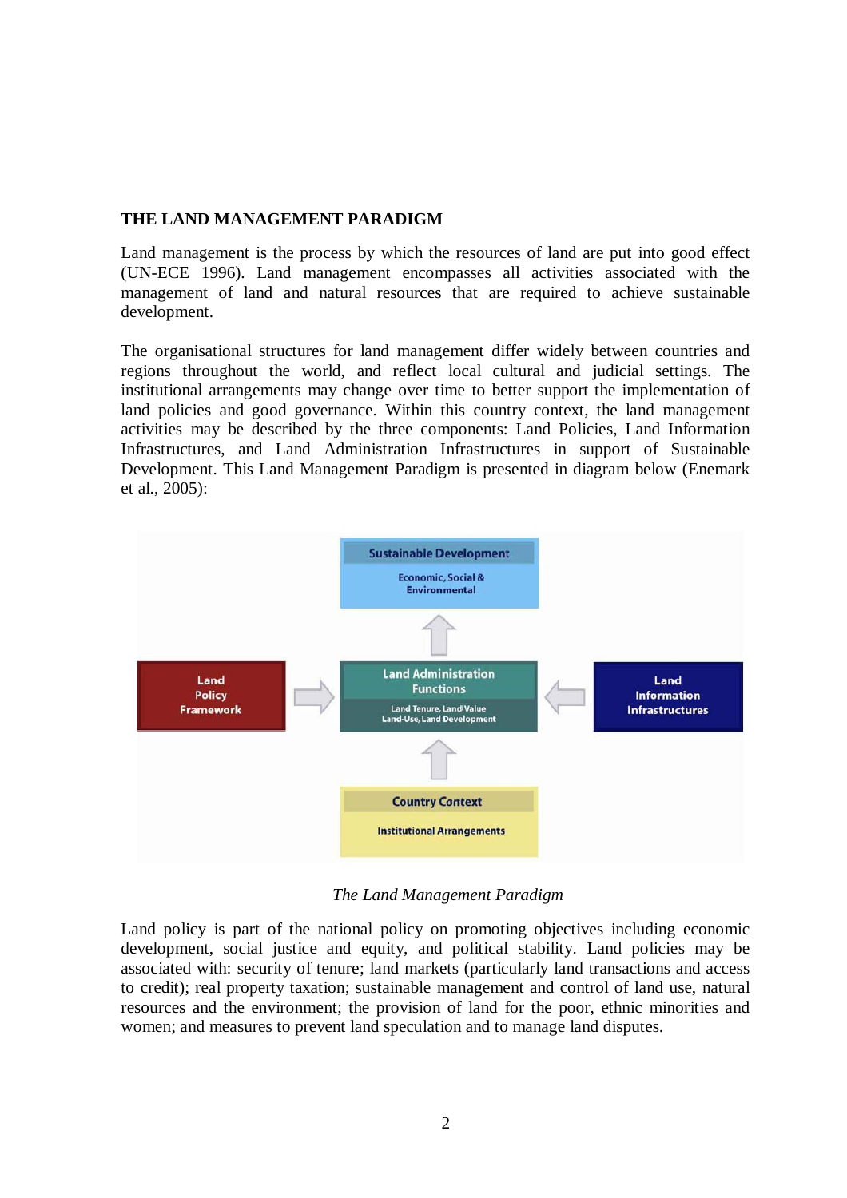## THE LAND MANAGEMENT PARADIGM

Land management is the process by which the resources of land are put into good effect (UN-ECE 1996). Land management encompasses all activities associated with the management of land and natural resources that are required to achieve sustainable development.

The organisational structures for land management differ widely between countries and regions throughout the world, and reflect local cultural and judicial settings. The institutional arrangements may change over time to better support the implementation of land policies and good governance. Within this country context, the land management activities may be described by the three components: Land Policies, Land Information Infrastructures, and Land Administration Infrastructures in support of Sustainable Development. This Land Management Paradigm is presented in diagram below (Enemark et al., 2005):

**Sustainable Development**
Economic, Social & Environmental

**Land Policy Framework** → **Land Administration Functions** (Land Tenure, Land Value, Land-Use, Land Development) ← **Land Information Infrastructures**

**Country Context**
Institutional Arrangements

*The Land Management Paradigm*

Land policy is part of the national policy on promoting objectives including economic development, social justice and equity, and political stability. Land policies may be associated with: security of tenure; land markets (particularly land transactions and access to credit); real property taxation; sustainable management and control of land use, natural resources and the environment; the provision of land for the poor, ethnic minorities and women; and measures to prevent land speculation and to manage land disputes.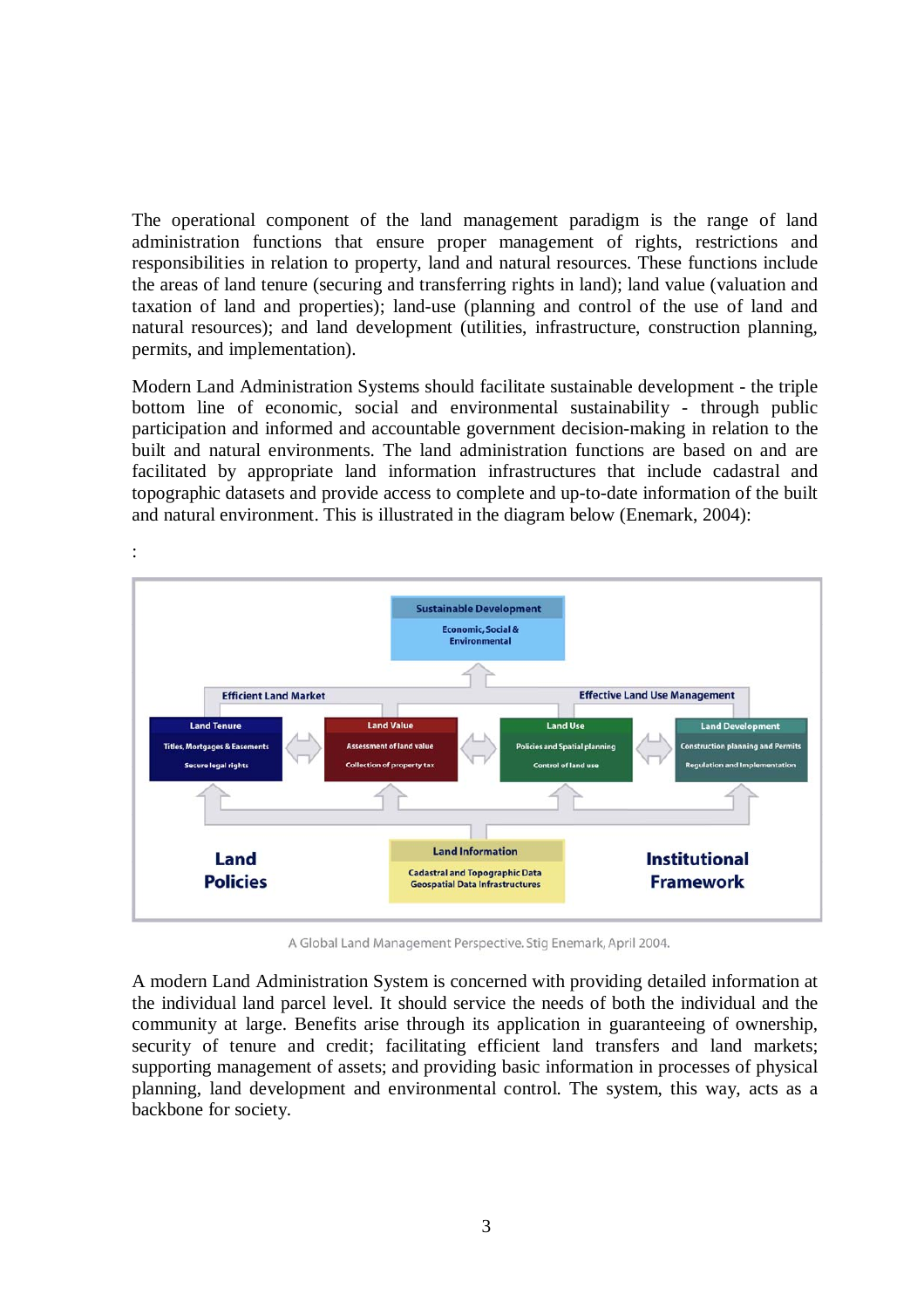The operational component of the land management paradigm is the range of land administration functions that ensure proper management of rights, restrictions and responsibilities in relation to property, land and natural resources. These functions include the areas of land tenure (securing and transferring rights in land); land value (valuation and taxation of land and properties); land-use (planning and control of the use of land and natural resources); and land development (utilities, infrastructure, construction planning, permits, and implementation).

Modern Land Administration Systems should facilitate sustainable development - the triple bottom line of economic, social and environmental sustainability - through public participation and informed and accountable government decision-making in relation to the built and natural environments. The land administration functions are based on and are facilitated by appropriate land information infrastructures that include cadastral and topographic datasets and provide access to complete and up-to-date information of the built and natural environment. This is illustrated in the diagram below (Enemark, 2004):

:

A Global Land Management Perspective. Stig Enemark, April 2004.

A modern Land Administration System is concerned with providing detailed information at the individual land parcel level. It should service the needs of both the individual and the community at large. Benefits arise through its application in guaranteeing of ownership, security of tenure and credit; facilitating efficient land transfers and land markets; supporting management of assets; and providing basic information in processes of physical planning, land development and environmental control. The system, this way, acts as a backbone for society.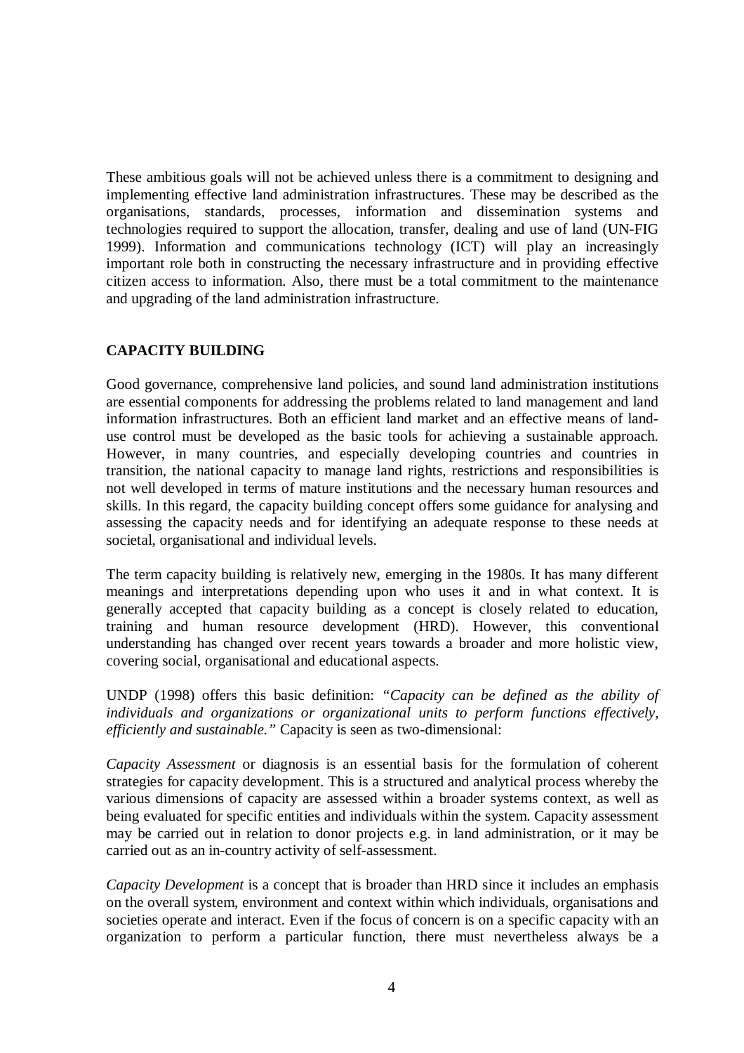These ambitious goals will not be achieved unless there is a commitment to designing and implementing effective land administration infrastructures. These may be described as the organisations, standards, processes, information and dissemination systems and technologies required to support the allocation, transfer, dealing and use of land (UN-FIG 1999). Information and communications technology (ICT) will play an increasingly important role both in constructing the necessary infrastructure and in providing effective citizen access to information. Also, there must be a total commitment to the maintenance and upgrading of the land administration infrastructure.

## CAPACITY BUILDING

Good governance, comprehensive land policies, and sound land administration institutions are essential components for addressing the problems related to land management and land information infrastructures. Both an efficient land market and an effective means of land-use control must be developed as the basic tools for achieving a sustainable approach. However, in many countries, and especially developing countries and countries in transition, the national capacity to manage land rights, restrictions and responsibilities is not well developed in terms of mature institutions and the necessary human resources and skills. In this regard, the capacity building concept offers some guidance for analysing and assessing the capacity needs and for identifying an adequate response to these needs at societal, organisational and individual levels.

The term capacity building is relatively new, emerging in the 1980s. It has many different meanings and interpretations depending upon who uses it and in what context. It is generally accepted that capacity building as a concept is closely related to education, training and human resource development (HRD). However, this conventional understanding has changed over recent years towards a broader and more holistic view, covering social, organisational and educational aspects.

UNDP (1998) offers this basic definition: *"Capacity can be defined as the ability of individuals and organizations or organizational units to perform functions effectively, efficiently and sustainable."* Capacity is seen as two-dimensional:

*Capacity Assessment* or diagnosis is an essential basis for the formulation of coherent strategies for capacity development. This is a structured and analytical process whereby the various dimensions of capacity are assessed within a broader systems context, as well as being evaluated for specific entities and individuals within the system. Capacity assessment may be carried out in relation to donor projects e.g. in land administration, or it may be carried out as an in-country activity of self-assessment.

*Capacity Development* is a concept that is broader than HRD since it includes an emphasis on the overall system, environment and context within which individuals, organisations and societies operate and interact. Even if the focus of concern is on a specific capacity with an organization to perform a particular function, there must nevertheless always be a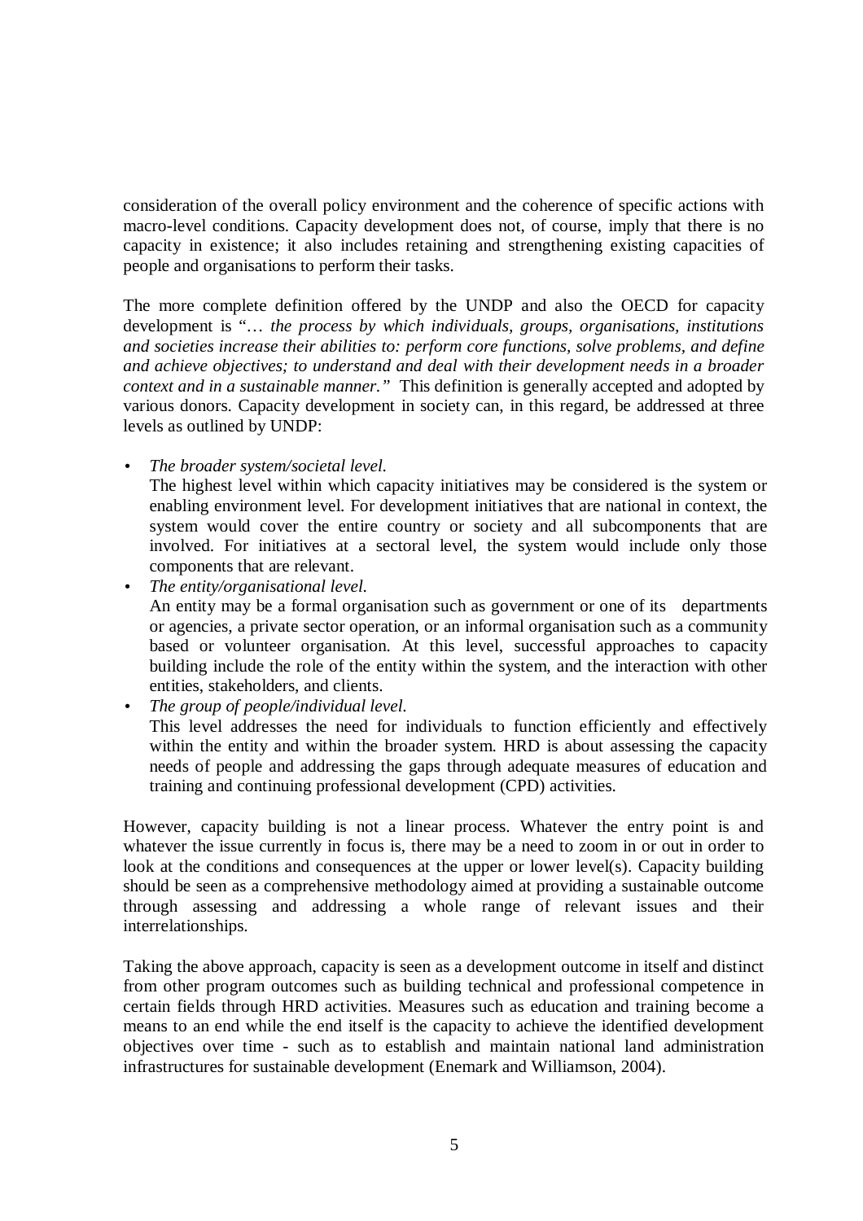consideration of the overall policy environment and the coherence of specific actions with macro-level conditions. Capacity development does not, of course, imply that there is no capacity in existence; it also includes retaining and strengthening existing capacities of people and organisations to perform their tasks.

The more complete definition offered by the UNDP and also the OECD for capacity development is "… *the process by which individuals, groups, organisations, institutions and societies increase their abilities to: perform core functions, solve problems, and define and achieve objectives; to understand and deal with their development needs in a broader context and in a sustainable manner.*" This definition is generally accepted and adopted by various donors. Capacity development in society can, in this regard, be addressed at three levels as outlined by UNDP:

- *The broader system/societal level.*
  The highest level within which capacity initiatives may be considered is the system or enabling environment level. For development initiatives that are national in context, the system would cover the entire country or society and all subcomponents that are involved. For initiatives at a sectoral level, the system would include only those components that are relevant.
- *The entity/organisational level.*
  An entity may be a formal organisation such as government or one of its departments or agencies, a private sector operation, or an informal organisation such as a community based or volunteer organisation. At this level, successful approaches to capacity building include the role of the entity within the system, and the interaction with other entities, stakeholders, and clients.
- *The group of people/individual level.*
  This level addresses the need for individuals to function efficiently and effectively within the entity and within the broader system. HRD is about assessing the capacity needs of people and addressing the gaps through adequate measures of education and training and continuing professional development (CPD) activities.

However, capacity building is not a linear process. Whatever the entry point is and whatever the issue currently in focus is, there may be a need to zoom in or out in order to look at the conditions and consequences at the upper or lower level(s). Capacity building should be seen as a comprehensive methodology aimed at providing a sustainable outcome through assessing and addressing a whole range of relevant issues and their interrelationships.

Taking the above approach, capacity is seen as a development outcome in itself and distinct from other program outcomes such as building technical and professional competence in certain fields through HRD activities. Measures such as education and training become a means to an end while the end itself is the capacity to achieve the identified development objectives over time - such as to establish and maintain national land administration infrastructures for sustainable development (Enemark and Williamson, 2004).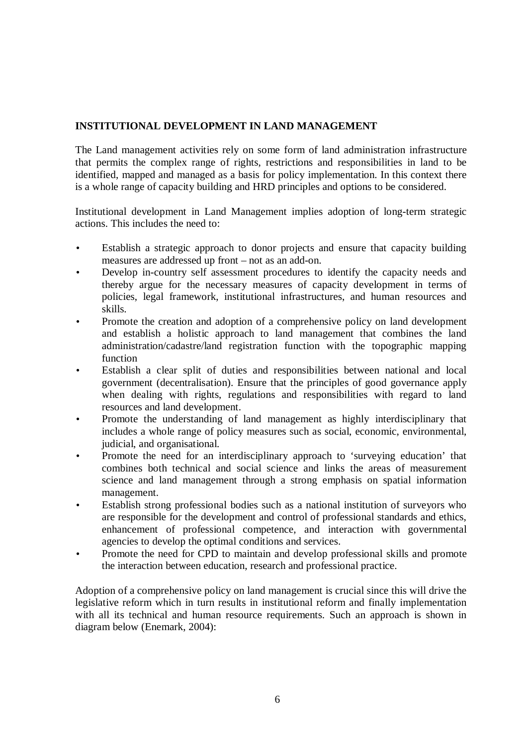## INSTITUTIONAL DEVELOPMENT IN LAND MANAGEMENT

The Land management activities rely on some form of land administration infrastructure that permits the complex range of rights, restrictions and responsibilities in land to be identified, mapped and managed as a basis for policy implementation. In this context there is a whole range of capacity building and HRD principles and options to be considered.

Institutional development in Land Management implies adoption of long-term strategic actions. This includes the need to:

- Establish a strategic approach to donor projects and ensure that capacity building measures are addressed up front – not as an add-on.
- Develop in-country self assessment procedures to identify the capacity needs and thereby argue for the necessary measures of capacity development in terms of policies, legal framework, institutional infrastructures, and human resources and skills.
- Promote the creation and adoption of a comprehensive policy on land development and establish a holistic approach to land management that combines the land administration/cadastre/land registration function with the topographic mapping function
- Establish a clear split of duties and responsibilities between national and local government (decentralisation). Ensure that the principles of good governance apply when dealing with rights, regulations and responsibilities with regard to land resources and land development.
- Promote the understanding of land management as highly interdisciplinary that includes a whole range of policy measures such as social, economic, environmental, judicial, and organisational.
- Promote the need for an interdisciplinary approach to 'surveying education' that combines both technical and social science and links the areas of measurement science and land management through a strong emphasis on spatial information management.
- Establish strong professional bodies such as a national institution of surveyors who are responsible for the development and control of professional standards and ethics, enhancement of professional competence, and interaction with governmental agencies to develop the optimal conditions and services.
- Promote the need for CPD to maintain and develop professional skills and promote the interaction between education, research and professional practice.

Adoption of a comprehensive policy on land management is crucial since this will drive the legislative reform which in turn results in institutional reform and finally implementation with all its technical and human resource requirements. Such an approach is shown in diagram below (Enemark, 2004):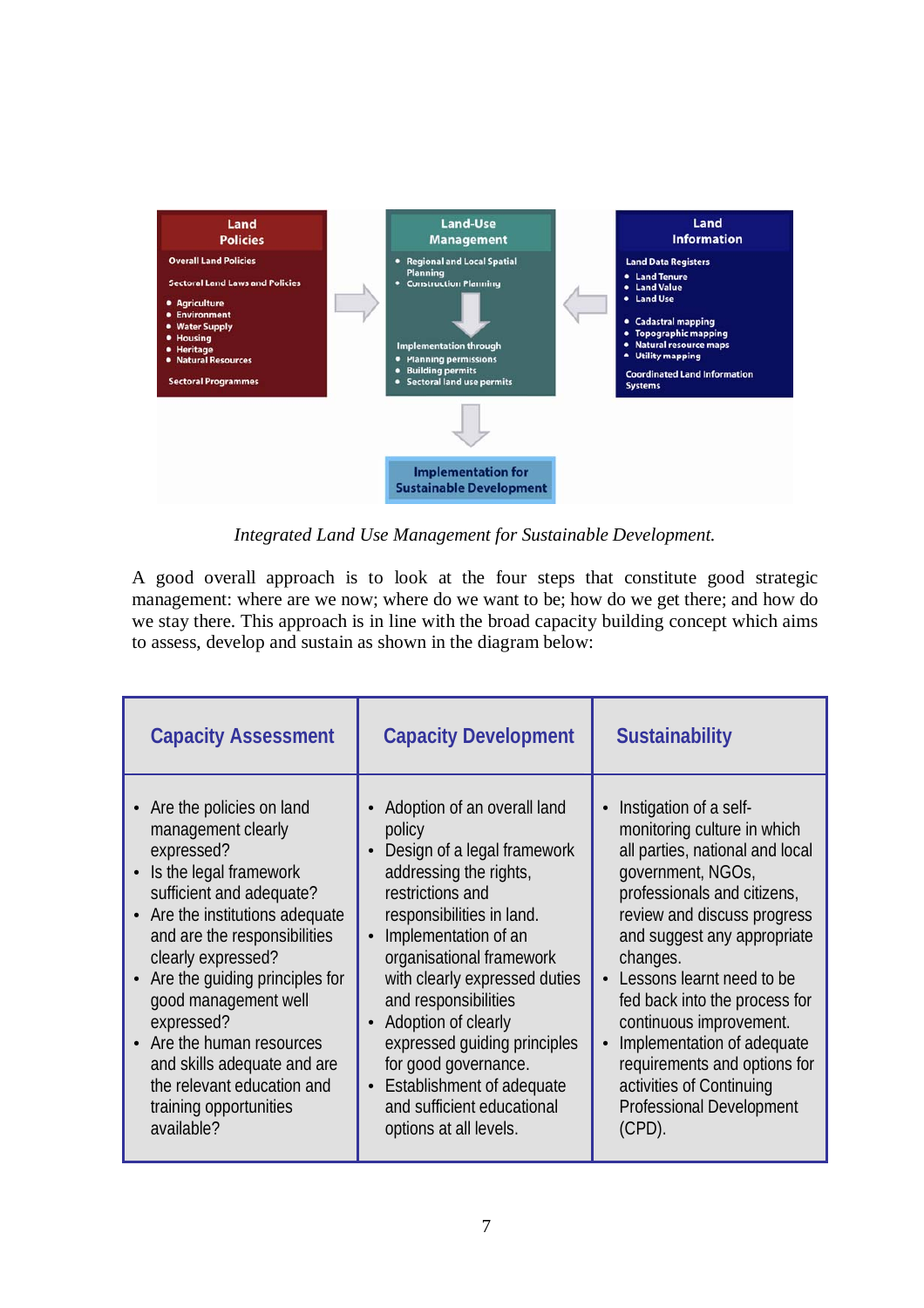**Land Policies**

Overall Land Policies

Sectoral Land Laws and Policies

- Agriculture
- Environment
- Water Supply
- Housing
- Heritage
- Natural Resources

Sectoral Programmes

**Land-Use Management**

- Regional and Local Spatial Planning
- Construction Planning

Implementation through

- Planning permissions
- Building permits
- Sectoral land use permits

**Land Information**

Land Data Registers

- Land Tenure
- Land Value
- Land Use

- Cadastral mapping
- Topographic mapping
- Natural resource maps
- Utility mapping

Coordinated Land Information Systems

**Implementation for Sustainable Development**

*Integrated Land Use Management for Sustainable Development.*

A good overall approach is to look at the four steps that constitute good strategic management: where are we now; where do we want to be; how do we get there; and how do we stay there. This approach is in line with the broad capacity building concept which aims to assess, develop and sustain as shown in the diagram below:

| Capacity Assessment | Capacity Development | Sustainability |
|---|---|---|
| • Are the policies on land management clearly expressed?<br>• Is the legal framework sufficient and adequate?<br>• Are the institutions adequate and are the responsibilities clearly expressed?<br>• Are the guiding principles for good management well expressed?<br>• Are the human resources and skills adequate and are the relevant education and training opportunities available? | • Adoption of an overall land policy<br>• Design of a legal framework addressing the rights, restrictions and responsibilities in land.<br>• Implementation of an organisational framework with clearly expressed duties and responsibilities<br>• Adoption of clearly expressed guiding principles for good governance.<br>• Establishment of adequate and sufficient educational options at all levels. | • Instigation of a self-monitoring culture in which all parties, national and local government, NGOs, professionals and citizens, review and discuss progress and suggest any appropriate changes.<br>• Lessons learnt need to be fed back into the process for continuous improvement.<br>• Implementation of adequate requirements and options for activities of Continuing Professional Development (CPD). |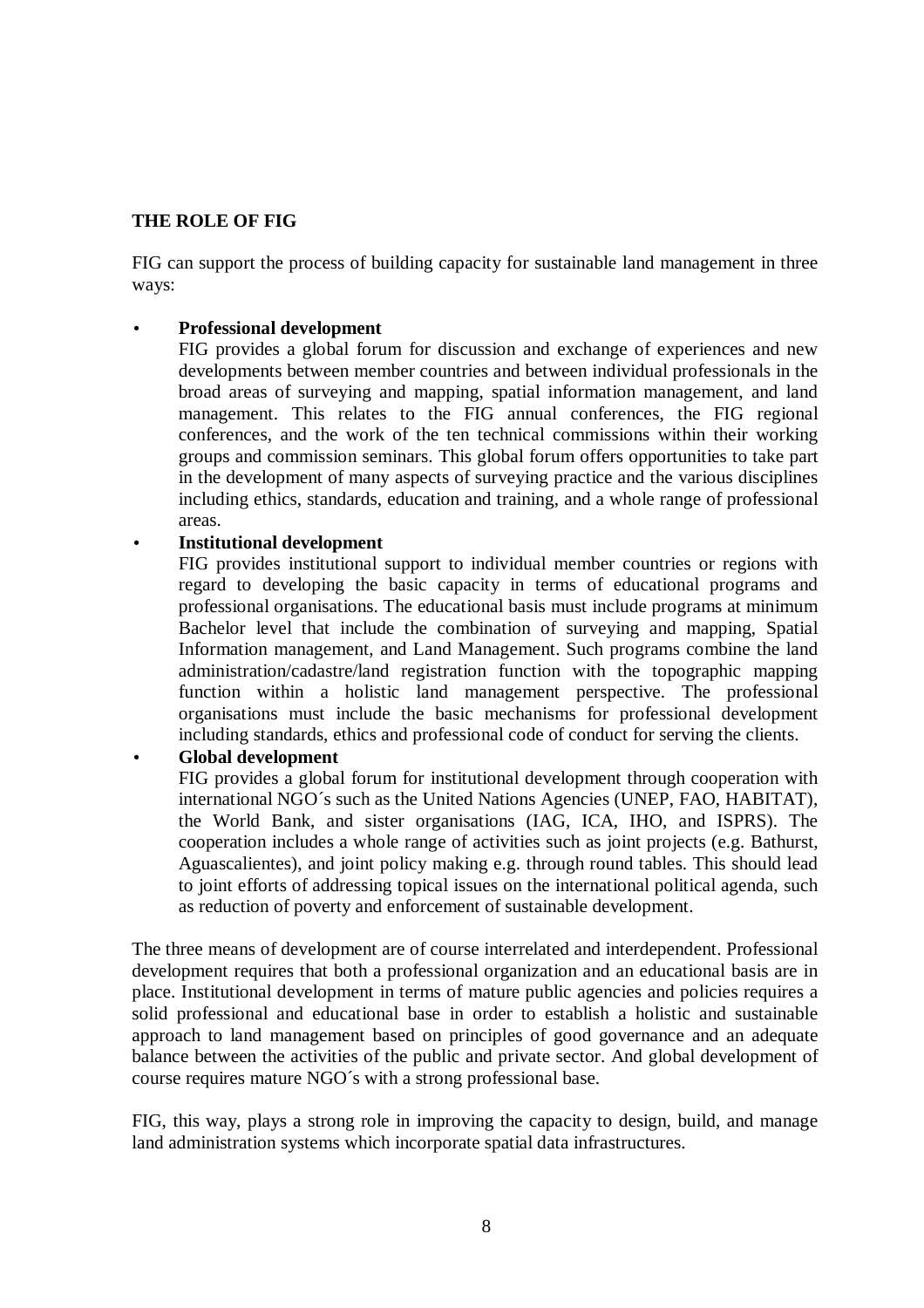## THE ROLE OF FIG

FIG can support the process of building capacity for sustainable land management in three ways:

- **Professional development**
  FIG provides a global forum for discussion and exchange of experiences and new developments between member countries and between individual professionals in the broad areas of surveying and mapping, spatial information management, and land management. This relates to the FIG annual conferences, the FIG regional conferences, and the work of the ten technical commissions within their working groups and commission seminars. This global forum offers opportunities to take part in the development of many aspects of surveying practice and the various disciplines including ethics, standards, education and training, and a whole range of professional areas.
- **Institutional development**
  FIG provides institutional support to individual member countries or regions with regard to developing the basic capacity in terms of educational programs and professional organisations. The educational basis must include programs at minimum Bachelor level that include the combination of surveying and mapping, Spatial Information management, and Land Management. Such programs combine the land administration/cadastre/land registration function with the topographic mapping function within a holistic land management perspective. The professional organisations must include the basic mechanisms for professional development including standards, ethics and professional code of conduct for serving the clients.
- **Global development**
  FIG provides a global forum for institutional development through cooperation with international NGO´s such as the United Nations Agencies (UNEP, FAO, HABITAT), the World Bank, and sister organisations (IAG, ICA, IHO, and ISPRS). The cooperation includes a whole range of activities such as joint projects (e.g. Bathurst, Aguascalientes), and joint policy making e.g. through round tables. This should lead to joint efforts of addressing topical issues on the international political agenda, such as reduction of poverty and enforcement of sustainable development.

The three means of development are of course interrelated and interdependent. Professional development requires that both a professional organization and an educational basis are in place. Institutional development in terms of mature public agencies and policies requires a solid professional and educational base in order to establish a holistic and sustainable approach to land management based on principles of good governance and an adequate balance between the activities of the public and private sector. And global development of course requires mature NGO´s with a strong professional base.

FIG, this way, plays a strong role in improving the capacity to design, build, and manage land administration systems which incorporate spatial data infrastructures.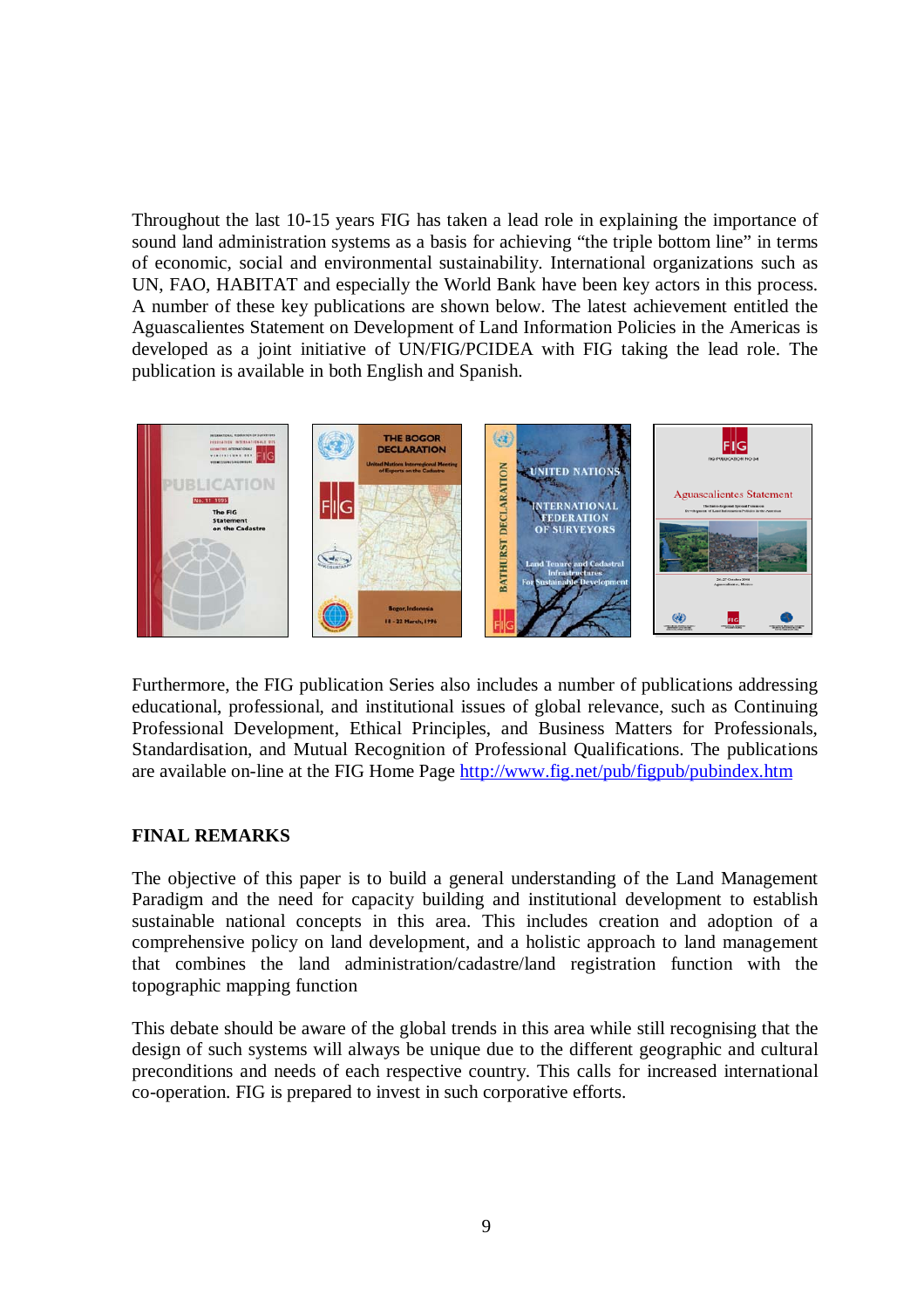Throughout the last 10-15 years FIG has taken a lead role in explaining the importance of sound land administration systems as a basis for achieving "the triple bottom line" in terms of economic, social and environmental sustainability. International organizations such as UN, FAO, HABITAT and especially the World Bank have been key actors in this process. A number of these key publications are shown below. The latest achievement entitled the Aguascalientes Statement on Development of Land Information Policies in the Americas is developed as a joint initiative of UN/FIG/PCIDEA with FIG taking the lead role. The publication is available in both English and Spanish.

Furthermore, the FIG publication Series also includes a number of publications addressing educational, professional, and institutional issues of global relevance, such as Continuing Professional Development, Ethical Principles, and Business Matters for Professionals, Standardisation, and Mutual Recognition of Professional Qualifications. The publications are available on-line at the FIG Home Page http://www.fig.net/pub/figpub/pubindex.htm

## FINAL REMARKS

The objective of this paper is to build a general understanding of the Land Management Paradigm and the need for capacity building and institutional development to establish sustainable national concepts in this area. This includes creation and adoption of a comprehensive policy on land development, and a holistic approach to land management that combines the land administration/cadastre/land registration function with the topographic mapping function

This debate should be aware of the global trends in this area while still recognising that the design of such systems will always be unique due to the different geographic and cultural preconditions and needs of each respective country. This calls for increased international co-operation. FIG is prepared to invest in such corporative efforts.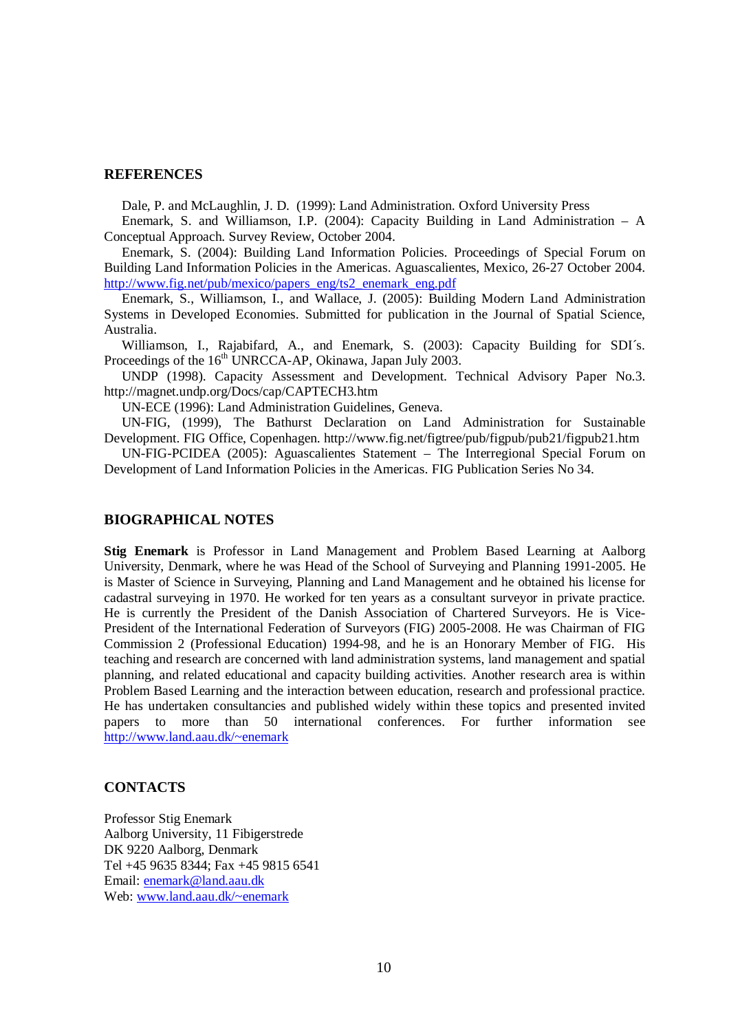## REFERENCES

Dale, P. and McLaughlin, J. D. (1999): Land Administration. Oxford University Press

Enemark, S. and Williamson, I.P. (2004): Capacity Building in Land Administration – A Conceptual Approach. Survey Review, October 2004.

Enemark, S. (2004): Building Land Information Policies. Proceedings of Special Forum on Building Land Information Policies in the Americas. Aguascalientes, Mexico, 26-27 October 2004. http://www.fig.net/pub/mexico/papers_eng/ts2_enemark_eng.pdf

Enemark, S., Williamson, I., and Wallace, J. (2005): Building Modern Land Administration Systems in Developed Economies. Submitted for publication in the Journal of Spatial Science, Australia.

Williamson, I., Rajabifard, A., and Enemark, S. (2003): Capacity Building for SDI´s. Proceedings of the 16th UNRCCA-AP, Okinawa, Japan July 2003.

UNDP (1998). Capacity Assessment and Development. Technical Advisory Paper No.3. http://magnet.undp.org/Docs/cap/CAPTECH3.htm

UN-ECE (1996): Land Administration Guidelines, Geneva.

UN-FIG, (1999), The Bathurst Declaration on Land Administration for Sustainable Development. FIG Office, Copenhagen. http://www.fig.net/figtree/pub/figpub/pub21/figpub21.htm

UN-FIG-PCIDEA (2005): Aguascalientes Statement – The Interregional Special Forum on Development of Land Information Policies in the Americas. FIG Publication Series No 34.

## BIOGRAPHICAL NOTES

**Stig Enemark** is Professor in Land Management and Problem Based Learning at Aalborg University, Denmark, where he was Head of the School of Surveying and Planning 1991-2005. He is Master of Science in Surveying, Planning and Land Management and he obtained his license for cadastral surveying in 1970. He worked for ten years as a consultant surveyor in private practice. He is currently the President of the Danish Association of Chartered Surveyors. He is Vice-President of the International Federation of Surveyors (FIG) 2005-2008. He was Chairman of FIG Commission 2 (Professional Education) 1994-98, and he is an Honorary Member of FIG. His teaching and research are concerned with land administration systems, land management and spatial planning, and related educational and capacity building activities. Another research area is within Problem Based Learning and the interaction between education, research and professional practice. He has undertaken consultancies and published widely within these topics and presented invited papers to more than 50 international conferences. For further information see http://www.land.aau.dk/~enemark

## CONTACTS

Professor Stig Enemark
Aalborg University, 11 Fibigerstrede
DK 9220 Aalborg, Denmark
Tel +45 9635 8344; Fax +45 9815 6541
Email: enemark@land.aau.dk
Web: www.land.aau.dk/~enemark